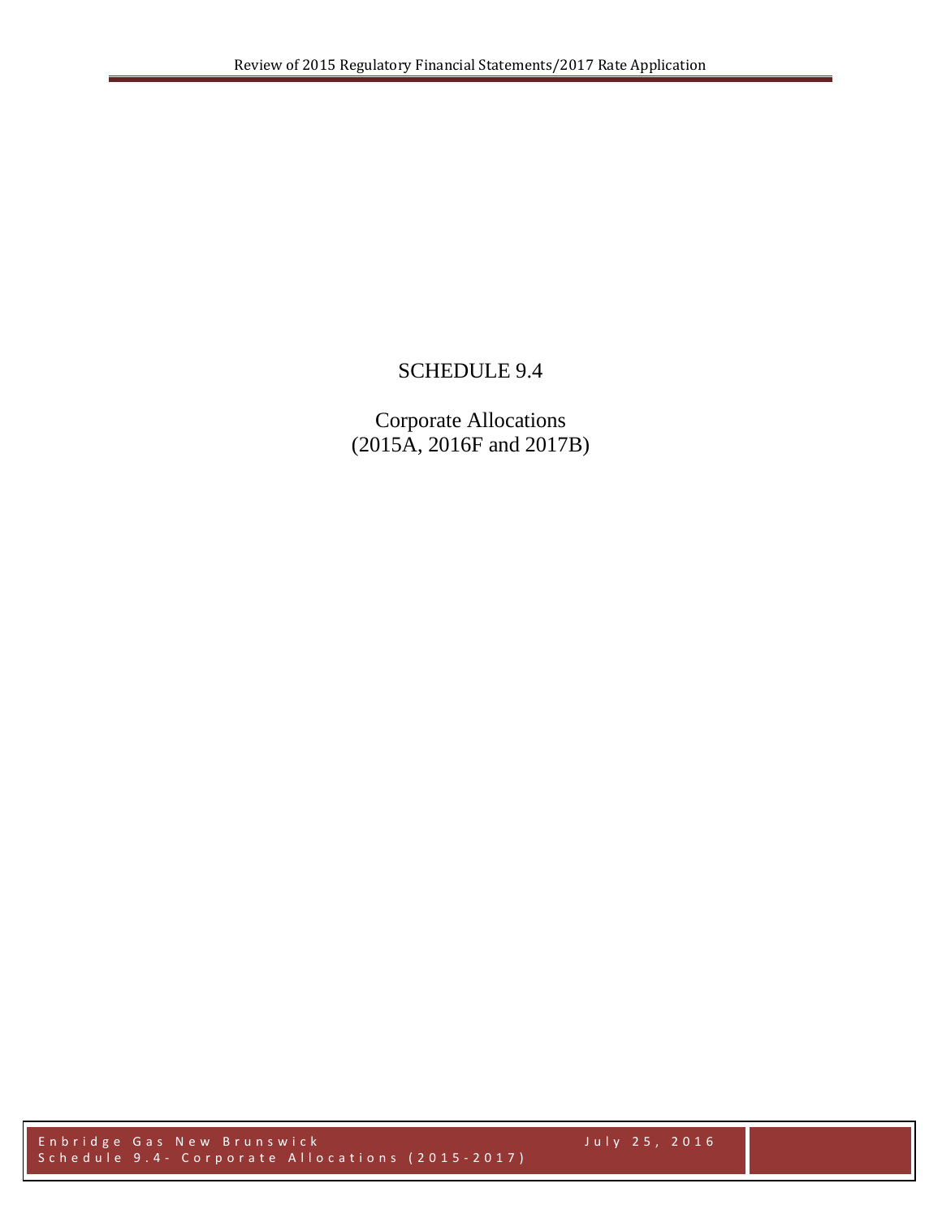# SCHEDULE 9.4

Corporate Allocations
(2015A, 2016F and 2017B)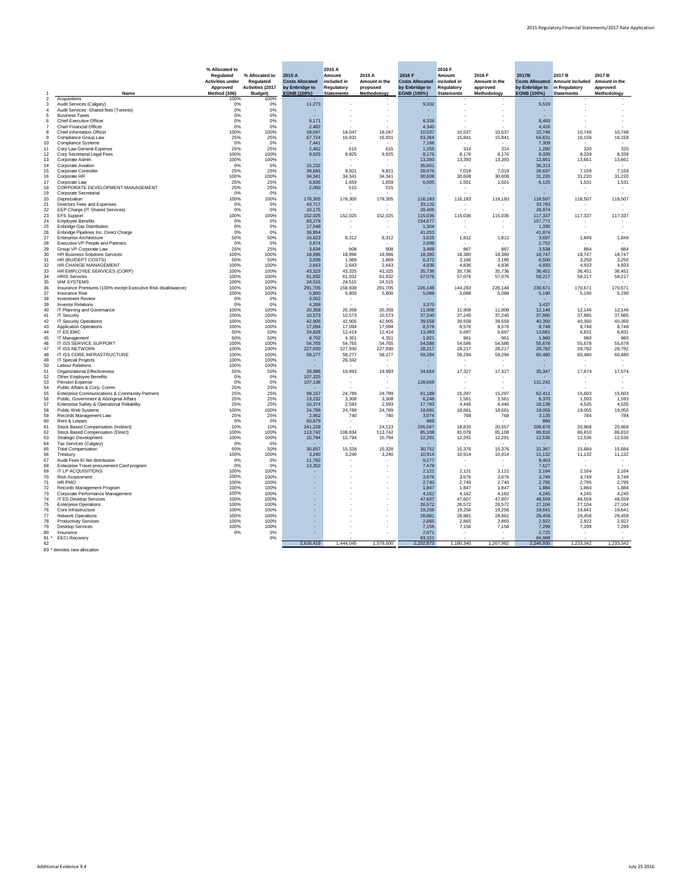| 1 | Name | % Allocated to Regulated Activities under Approved Method (306) | % Allocated to Regulated Activities (2017 Budget) | 2015 A Costs Allocated by Enbridge to EGNB (100%) | 2015 A Amount included in Regulatory Statements | 2015 A Amount in the proposed Methodology | 2016 F Costs Allocated by Enbridge to EGNB (100%) | 2016 F Amount included in Regulatory Statements | 2016 F Amount in the approved Methodology | 2017B Costs Allocated by Enbridge to EGNB (100%) | 2017 B Amount included in Regulatory Statements | 2017 B Amount in the approved Methodology |
|---|---|---|---|---|---|---|---|---|---|---|---|---|
| 2 | Acquisitions | 100% | 100% | - | - | - | - | - | - | - | - | - |
| 3 | Audit Services (Calgary) | 0% | 0% | 11,273 | - | - | 9,332 | - | - | 9,519 | - | - |
| 4 | Audit Services -Shared fees (Toronto) | 0% | 0% | - | - | - | - | - | - | - | - | - |
| 5 | Business Taxes | 0% | 0% | - | - | - | - | - | - | - | - | - |
| 6 | Chief Executive Officer | 0% | 0% | 9,171 | - | - | 8,326 | - | - | 8,493 | - | - |
| 7 | Chief Financial Officer | 0% | 0% | 2,482 | - | - | 4,340 | - | - | 4,426 | - | - |
| 8 | Chief Information Officer | 100% | 100% | 18,047 | 18,047 | 18,047 | 10,537 | 10,537 | 10,537 | 10,748 | 10,748 | 10,748 |
| 9 | Compliance Group Law | 25% | 25% | 67,724 | 16,931 | 16,931 | 63,364 | 15,841 | 15,841 | 64,631 | 16,158 | 16,158 |
| 10 | Compliance Systems | 0% | 0% | 7,441 | - | - | 7,166 | - | - | 7,309 | - | - |
| 11 | Corp Law General Expense | 25% | 25% | 2,462 | 615 | 615 | 1,255 | 314 | 314 | 1,280 | 320 | 320 |
| 12 | Corp Secretarial Legal Fees | 100% | 100% | 9,925 | 9,925 | 9,925 | 8,176 | 8,176 | 8,176 | 8,339 | 8,339 | 8,339 |
| 13 | Corporate Admin. | 100% | 100% | - | - | - | 13,393 | 13,393 | 13,393 | 13,661 | 13,661 | 13,661 |
| 14 | Corporate Aviation | 0% | 0% | 15,232 | - | - | 35,601 | - | - | 36,313 | - | - |
| 15 | Corporate Controller | 25% | 25% | 39,685 | 9,921 | 9,921 | 28,076 | 7,019 | 7,019 | 28,637 | 7,159 | 7,159 |
| 16 | Corporate HR | 100% | 100% | 34,341 | 34,341 | 34,341 | 30,608 | 30,608 | 30,608 | 31,220 | 31,220 | 31,220 |
| 17 | Corporate Law | 25% | 25% | 6,635 | 1,659 | 1,659 | 6,005 | 1,501 | 1,501 | 6,125 | 1,531 | 1,531 |
| 18 | CORPORATE DEVELOPMENT MANAGEMENT | 25% | 25% | 2,060 | 515 | 515 | - | - | - | - | - | - |
| 19 | Corporate Secretarial | 0% | 0% | - | - | - | - | - | - | - | - | - |
| 20 | Depreciation | 100% | 100% | 178,305 | 178,305 | 178,305 | 116,183 | 116,183 | 116,183 | 118,507 | 118,507 | 118,507 |
| 21 | Directors Fees and Expenses | 0% | 0% | 43,717 | - | - | 33,120 | - | - | 33,783 | - | - |
| 22 | EEP Charge (IT Shared Services) | 0% | 0% | 10,175 | - | - | 28,406 | - | - | 28,974 | - | - |
| 23 | EFS Support | 100% | 100% | 152,025 | 152,025 | 152,025 | 115,036 | 115,036 | 115,036 | 117,337 | 117,337 | 117,337 |
| 24 | Employee Benefits | 0% | 0% | 83,279 | - | - | 154,677 | - | - | 157,771 | - | - |
| 25 | Enbridge Gas Distribution | 0% | 0% | 17,548 | - | - | 1,304 | - | - | 1,330 | - | - |
| 26 | Enbridge Pipelines Inc. Direct Charge | 0% | 0% | 36,954 | - | - | 41,053 | - | - | 41,874 | - | - |
| 27 | Enterprise Architecture | 50% | 50% | 16,623 | 8,312 | 8,312 | 3,625 | 1,812 | 1,812 | 3,697 | 1,849 | 1,849 |
| 28 | Executive VP People and Partners | 0% | 0% | 3,674 | - | - | 2,698 | - | - | 2,752 | - | - |
| 29 | Group VP Corporate Law | 25% | 25% | 3,634 | 908 | 908 | 3,468 | 867 | 867 | 3,538 | 884 | 884 |
| 30 | HR Business Solutions Services | 100% | 100% | 18,996 | 18,996 | 18,996 | 18,380 | 18,380 | 18,380 | 18,747 | 18,747 | 18,747 |
| 31 | HR (BU/DEPT COSTS) | 50% | 50% | 3,939 | 1,969 | 1,969 | 6,372 | 3,186 | 3,186 | 6,500 | 3,250 | 3,250 |
| 32 | HR CHANGE MANAGEMENT | 100% | 100% | 2,643 | 2,643 | 2,643 | 4,836 | 4,836 | 4,836 | 4,933 | 4,933 | 4,933 |
| 33 | HR EMPLOYEE SERVICES (CORP) | 100% | 100% | 43,325 | 43,325 | 43,325 | 35,736 | 35,736 | 35,736 | 36,451 | 36,451 | 36,451 |
| 34 | HRIS Services | 100% | 100% | 61,932 | 61,932 | 61,932 | 57,076 | 57,076 | 57,076 | 58,217 | 58,217 | 58,217 |
| 35 | IAM SYSTEMS | 100% | 100% | 24,515 | 24,515 | 24,515 | - | - | - | - | - | - |
| 36 | Insurance Premiums (100% except Executive Risk disallowance) | 100% | 100% | 291,705 | 158,939 | 291,705 | 226,148 | 144,283 | 226,148 | 230,671 | 170,671 | 170,671 |
| 37 | Insurance Risk | 100% | 100% | 5,800 | 5,800 | 5,800 | 5,088 | 5,088 | 5,088 | 5,190 | 5,190 | 5,190 |
| 38 | Investment Review | 0% | 0% | 3,052 | - | - | - | - | - | - | - | - |
| 39 | Investor Relations | 0% | 0% | 4,268 | - | - | 3,370 | - | - | 3,437 | - | - |
| 40 | IT Planning and Governance | 100% | 100% | 20,358 | 20,358 | 20,358 | 11,908 | 11,908 | 11,908 | 12,146 | 12,146 | 12,146 |
| 41 | IT Security | 100% | 100% | 10,573 | 10,573 | 10,573 | 37,240 | 37,240 | 37,240 | 37,985 | 37,985 | 37,985 |
| 42 | IT Security Operations | 100% | 100% | 42,905 | 42,905 | 42,905 | 39,558 | 39,558 | 39,558 | 40,350 | 40,350 | 40,350 |
| 43 | Application Operations | 100% | 100% | 17,094 | 17,094 | 17,094 | 8,576 | 8,576 | 8,576 | 8,748 | 8,748 | 8,748 |
| 44 | IT ES EMC | 50% | 50% | 24,828 | 12,414 | 12,414 | 13,393 | 6,697 | 6,697 | 13,661 | 6,831 | 6,831 |
| 45 | IT Management | 50% | 50% | 8,702 | 4,351 | 4,351 | 1,921 | 961 | 961 | 1,960 | 980 | 980 |
| 46 | IT ISS SERVICE SUPPORT | 100% | 100% | 54,765 | 54,765 | 54,765 | 54,586 | 54,586 | 54,586 | 55,678 | 55,678 | 55,678 |
| 47 | IT ISS NETWORK | 100% | 100% | 227,930 | 227,930 | 227,930 | 28,217 | 28,217 | 28,217 | 28,782 | 28,782 | 28,782 |
| 48 | IT ISS CORE INFRASTRUCTURE | 100% | 100% | 58,277 | 58,277 | 58,277 | 59,294 | 59,294 | 59,294 | 60,480 | 60,480 | 60,480 |
| 49 | IT Special Projects | 100% | 100% | - | 26,342 | - | - | - | - | - | - | - |
| 50 | Labour Relations | 100% | 100% | - | - | - | - | - | - | - | - | - |
| 51 | Organizational Effectiveness | 50% | 50% | 39,986 | 19,993 | 19,993 | 34,654 | 17,327 | 17,327 | 35,347 | 17,674 | 17,674 |
| 52 | Other Employee Benefits | 0% | 0% | 107,325 | - | - | - | - | - | - | - | - |
| 53 | Pension Expense | 0% | 0% | 107,138 | - | - | 128,669 | - | - | 131,242 | - | - |
| 54 | Public Affairs & Corp. Comm. | 25% | 25% | - | - | - | - | - | - | - | - | - |
| 55 | Enterprise Communications & Community Partners | 25% | 25% | 99,157 | 24,789 | 24,789 | 61,188 | 15,297 | 15,297 | 62,411 | 15,603 | 15,603 |
| 56 | Public, Government & Aboriginal Affairs | 25% | 25% | 13,232 | 3,308 | 3,308 | 6,246 | 1,561 | 1,561 | 6,370 | 1,593 | 1,593 |
| 57 | Enterprise Safety & Operational Reliability | 25% | 25% | 10,374 | 2,593 | 2,593 | 17,783 | 4,446 | 4,446 | 18,139 | 4,535 | 4,535 |
| 58 | Public Web Systems | 100% | 100% | 24,789 | 24,789 | 24,789 | 18,681 | 18,681 | 18,681 | 19,055 | 19,055 | 19,055 |
| 59 | Records Management Law | 25% | 25% | 2,962 | 740 | 740 | 3,074 | 768 | 768 | 3,135 | 784 | 784 |
| 60 | Rent & Leases | 0% | 0% | 83,679 | - | - | 869 | - | - | 886 | - | - |
| 61 | Stock Based Compensation (Indirect) | 10% | 10% | 241,228 | - | 24,123 | 205,567 | 18,810 | 20,557 | 209,678 | 20,968 | 20,968 |
| 62 | Stock Based Compensation (Direct) | 100% | 100% | 113,742 | 108,834 | 113,742 | 85,108 | 81,078 | 85,108 | 86,810 | 86,810 | 86,810 |
| 63 | Strategic Development | 100% | 100% | 15,794 | 15,794 | 15,794 | 12,291 | 12,291 | 12,291 | 12,536 | 12,536 | 12,536 |
| 64 | Tax Services (Calgary) | 0% | 0% | - | - | - | - | - | - | - | - | - |
| 65 | Total Compensation | 50% | 50% | 30,657 | 15,328 | 15,328 | 30,752 | 15,376 | 15,376 | 31,367 | 15,684 | 15,684 |
| 66 | Treasury | 100% | 100% | 3,240 | 3,240 | 3,240 | 10,914 | 10,914 | 10,914 | 11,132 | 11,132 | 11,132 |
| 67 | Audit Fees-EI fee distribution | 0% | 0% | 11,792 | - | - | 9,277 | - | - | 9,463 | - | - |
| 68 | Enterprise Travel procurement Card program | 0% | 0% | 13,302 | - | - | 7,478 | - | - | 7,627 | - | - |
| 69 | IT LP ACQUISITIONS | 100% | 100% | - | - | - | 2,121 | 2,121 | 2,121 | 2,164 | 2,164 | 2,164 |
| 70 | Risk Assessment | 100% | 100% | - | - | - | 3,676 | 3,676 | 3,676 | 3,749 | 3,749 | 3,749 |
| 71 | HR PMO | 100% | 100% | - | - | - | 2,740 | 2,740 | 2,740 | 2,795 | 2,795 | 2,795 |
| 72 | Records Management Program | 100% | 100% | - | - | - | 1,847 | 1,847 | 1,847 | 1,884 | 1,884 | 1,884 |
| 73 | Corporate Performance Management | 100% | 100% | - | - | - | 4,162 | 4,162 | 4,162 | 4,245 | 4,245 | 4,245 |
| 74 | IT ES Desktop Services | 100% | 100% | - | - | - | 47,607 | 47,607 | 47,607 | 48,559 | 48,559 | 48,559 |
| 75 | Enterprise Operations | 100% | 100% | - | - | - | 26,572 | 26,572 | 26,572 | 27,104 | 27,104 | 27,104 |
| 76 | Core Infrastructure | 100% | 100% | - | - | - | 19,256 | 19,256 | 19,256 | 19,641 | 19,641 | 19,641 |
| 77 | Network Operations | 100% | 100% | - | - | - | 28,881 | 28,881 | 28,881 | 29,458 | 29,458 | 29,458 |
| 78 | Productivity Services | 100% | 100% | - | - | - | 2,865 | 2,865 | 2,865 | 2,922 | 2,922 | 2,922 |
| 79 | Desktop Services | 100% | 100% | - | - | - | 7,156 | 7,156 | 7,156 | 7,299 | 7,299 | 7,299 |
| 80 | Insurance | 0% | 0% | - | - | - | 2,671 | - | - | 2,725 | - | - |
| 81 * | EECI Recovery | | 0% | - | - | - | 83,321 | - | - | 84,988 | - | - |
| 82 | | | | 2,616,419 | 1,444,045 | 1,579,500 | 2,202,873 | 1,180,340 | 1,267,982 | 2,246,930 | 1,233,342 | 1,233,342 |

83 * denotes new allocation